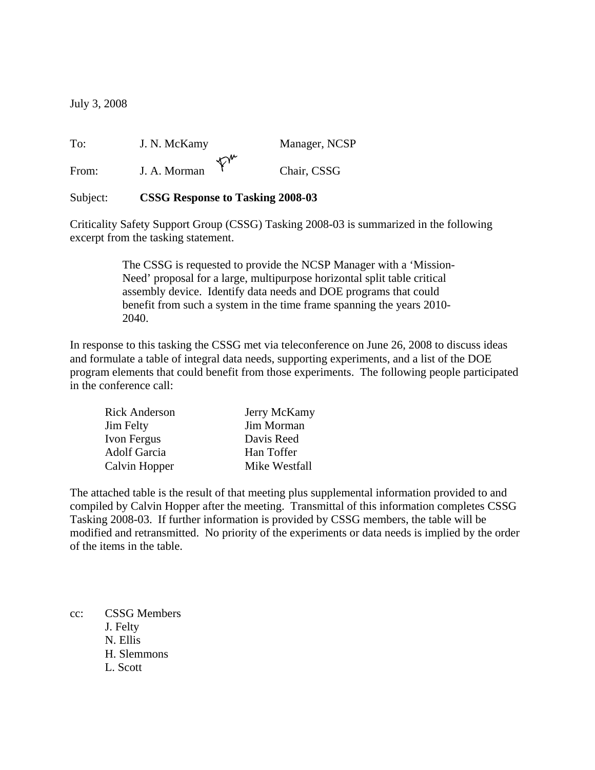July 3, 2008

| | | |
|---|---|---|
| To: | J. N. McKamy | Manager, NCSP |
| From: | J. A. Morman | Chair, CSSG |

Subject: **CSSG Response to Tasking 2008-03**

Criticality Safety Support Group (CSSG) Tasking 2008-03 is summarized in the following excerpt from the tasking statement.

> The CSSG is requested to provide the NCSP Manager with a 'Mission-Need' proposal for a large, multipurpose horizontal split table critical assembly device. Identify data needs and DOE programs that could benefit from such a system in the time frame spanning the years 2010-2040.

In response to this tasking the CSSG met via teleconference on June 26, 2008 to discuss ideas and formulate a table of integral data needs, supporting experiments, and a list of the DOE program elements that could benefit from those experiments. The following people participated in the conference call:

| | |
|---|---|
| Rick Anderson | Jerry McKamy |
| Jim Felty | Jim Morman |
| Ivon Fergus | Davis Reed |
| Adolf Garcia | Han Toffer |
| Calvin Hopper | Mike Westfall |

The attached table is the result of that meeting plus supplemental information provided to and compiled by Calvin Hopper after the meeting. Transmittal of this information completes CSSG Tasking 2008-03. If further information is provided by CSSG members, the table will be modified and retransmitted. No priority of the experiments or data needs is implied by the order of the items in the table.

cc: CSSG Members
J. Felty
N. Ellis
H. Slemmons
L. Scott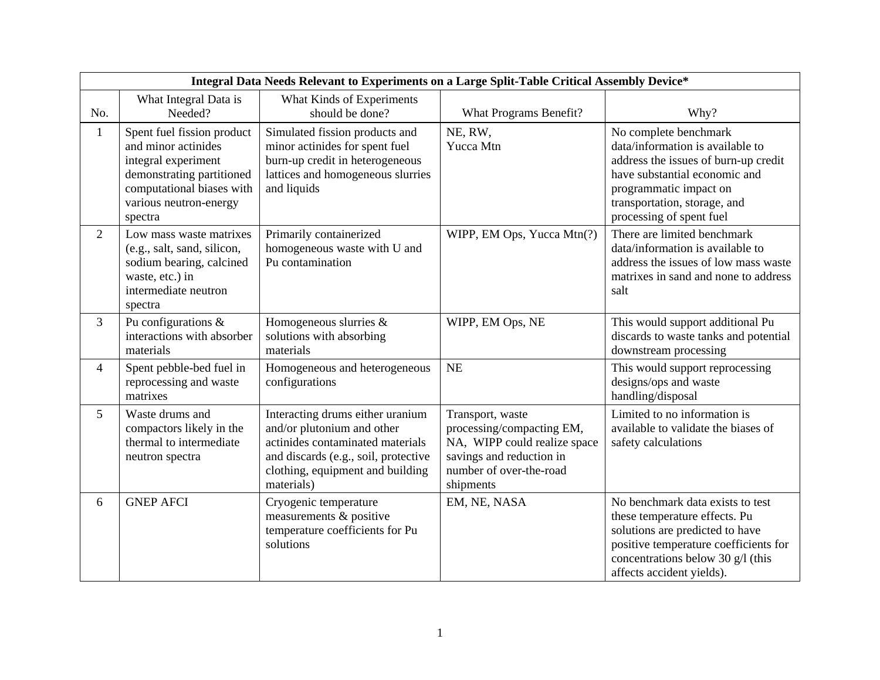| Integral Data Needs Relevant to Experiments on a Large Split-Table Critical Assembly Device* | | | | |
|---|---|---|---|---|
| No. | What Integral Data is Needed? | What Kinds of Experiments should be done? | What Programs Benefit? | Why? |
| 1 | Spent fuel fission product and minor actinides integral experiment demonstrating partitioned computational biases with various neutron-energy spectra | Simulated fission products and minor actinides for spent fuel burn-up credit in heterogeneous lattices and homogeneous slurries and liquids | NE, RW, Yucca Mtn | No complete benchmark data/information is available to address the issues of burn-up credit have substantial economic and programmatic impact on transportation, storage, and processing of spent fuel |
| 2 | Low mass waste matrixes (e.g., salt, sand, silicon, sodium bearing, calcined waste, etc.) in intermediate neutron spectra | Primarily containerized homogeneous waste with U and Pu contamination | WIPP, EM Ops, Yucca Mtn(?) | There are limited benchmark data/information is available to address the issues of low mass waste matrixes in sand and none to address salt |
| 3 | Pu configurations & interactions with absorber materials | Homogeneous slurries & solutions with absorbing materials | WIPP, EM Ops, NE | This would support additional Pu discards to waste tanks and potential downstream processing |
| 4 | Spent pebble-bed fuel in reprocessing and waste matrixes | Homogeneous and heterogeneous configurations | NE | This would support reprocessing designs/ops and waste handling/disposal |
| 5 | Waste drums and compactors likely in the thermal to intermediate neutron spectra | Interacting drums either uranium and/or plutonium and other actinides contaminated materials and discards (e.g., soil, protective clothing, equipment and building materials) | Transport, waste processing/compacting EM, NA, WIPP could realize space savings and reduction in number of over-the-road shipments | Limited to no information is available to validate the biases of safety calculations |
| 6 | GNEP AFCI | Cryogenic temperature measurements & positive temperature coefficients for Pu solutions | EM, NE, NASA | No benchmark data exists to test these temperature effects. Pu solutions are predicted to have positive temperature coefficients for concentrations below 30 g/l (this affects accident yields). |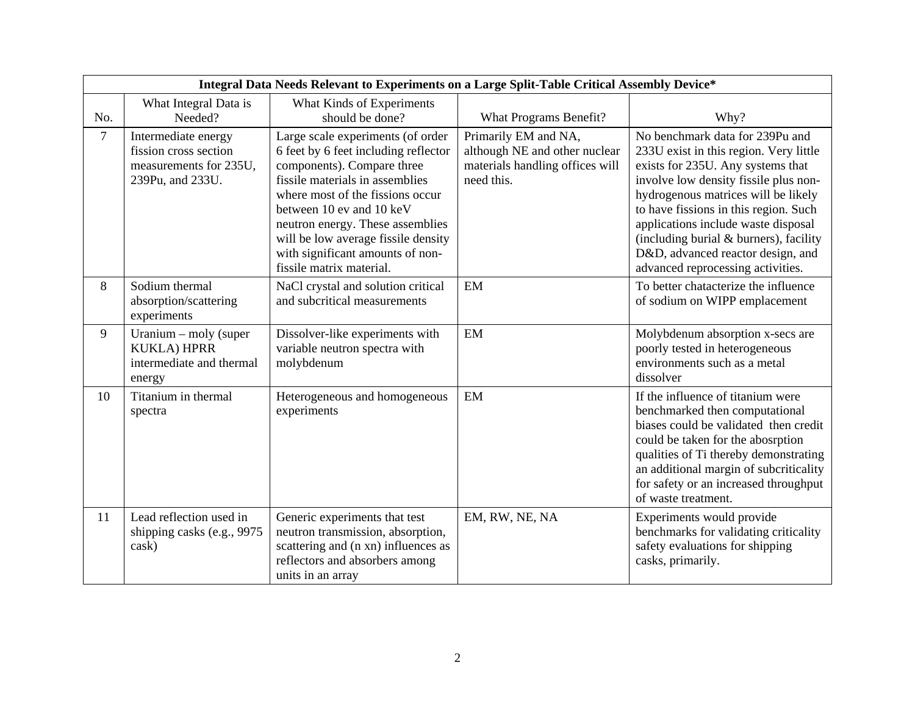| Integral Data Needs Relevant to Experiments on a Large Split-Table Critical Assembly Device* | | | | |
|---|---|---|---|---|
| No. | What Integral Data is Needed? | What Kinds of Experiments should be done? | What Programs Benefit? | Why? |
| 7 | Intermediate energy fission cross section measurements for 235U, 239Pu, and 233U. | Large scale experiments (of order 6 feet by 6 feet including reflector components). Compare three fissile materials in assemblies where most of the fissions occur between 10 ev and 10 keV neutron energy. These assemblies will be low average fissile density with significant amounts of non-fissile matrix material. | Primarily EM and NA, although NE and other nuclear materials handling offices will need this. | No benchmark data for 239Pu and 233U exist in this region. Very little exists for 235U. Any systems that involve low density fissile plus non-hydrogenous matrices will be likely to have fissions in this region. Such applications include waste disposal (including burial & burners), facility D&D, advanced reactor design, and advanced reprocessing activities. |
| 8 | Sodium thermal absorption/scattering experiments | NaCl crystal and solution critical and subcritical measurements | EM | To better chatacterize the influence of sodium on WIPP emplacement |
| 9 | Uranium – moly (super KUKLA) HPRR intermediate and thermal energy | Dissolver-like experiments with variable neutron spectra with molybdenum | EM | Molybdenum absorption x-secs are poorly tested in heterogeneous environments such as a metal dissolver |
| 10 | Titanium in thermal spectra | Heterogeneous and homogeneous experiments | EM | If the influence of titanium were benchmarked then computational biases could be validated then credit could be taken for the abosrption qualities of Ti thereby demonstrating an additional margin of subcriticality for safety or an increased throughput of waste treatment. |
| 11 | Lead reflection used in shipping casks (e.g., 9975 cask) | Generic experiments that test neutron transmission, absorption, scattering and (n xn) influences as reflectors and absorbers among units in an array | EM, RW, NE, NA | Experiments would provide benchmarks for validating criticality safety evaluations for shipping casks, primarily. |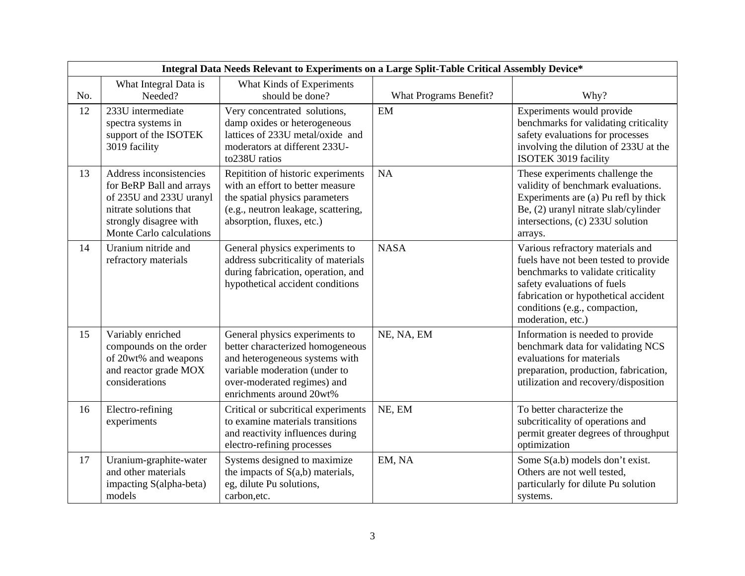| Integral Data Needs Relevant to Experiments on a Large Split-Table Critical Assembly Device* | | | | |
|---|---|---|---|---|
| No. | What Integral Data is Needed? | What Kinds of Experiments should be done? | What Programs Benefit? | Why? |
| 12 | 233U intermediate spectra systems in support of the ISOTEK 3019 facility | Very concentrated solutions, damp oxides or heterogeneous lattices of 233U metal/oxide and moderators at different 233U-to238U ratios | EM | Experiments would provide benchmarks for validating criticality safety evaluations for processes involving the dilution of 233U at the ISOTEK 3019 facility |
| 13 | Address inconsistencies for BeRP Ball and arrays of 235U and 233U uranyl nitrate solutions that strongly disagree with Monte Carlo calculations | Repitition of historic experiments with an effort to better measure the spatial physics parameters (e.g., neutron leakage, scattering, absorption, fluxes, etc.) | NA | These experiments challenge the validity of benchmark evaluations. Experiments are (a) Pu refl by thick Be, (2) uranyl nitrate slab/cylinder intersections, (c) 233U solution arrays. |
| 14 | Uranium nitride and refractory materials | General physics experiments to address subcriticality of materials during fabrication, operation, and hypothetical accident conditions | NASA | Various refractory materials and fuels have not been tested to provide benchmarks to validate criticality safety evaluations of fuels fabrication or hypothetical accident conditions (e.g., compaction, moderation, etc.) |
| 15 | Variably enriched compounds on the order of 20wt% and weapons and reactor grade MOX considerations | General physics experiments to better characterized homogeneous and heterogeneous systems with variable moderation (under to over-moderated regimes) and enrichments around 20wt% | NE, NA, EM | Information is needed to provide benchmark data for validating NCS evaluations for materials preparation, production, fabrication, utilization and recovery/disposition |
| 16 | Electro-refining experiments | Critical or subcritical experiments to examine materials transitions and reactivity influences during electro-refining processes | NE, EM | To better characterize the subcriticality of operations and permit greater degrees of throughput optimization |
| 17 | Uranium-graphite-water and other materials impacting S(alpha-beta) models | Systems designed to maximize the impacts of S(a,b) materials, eg, dilute Pu solutions, carbon,etc. | EM, NA | Some S(a.b) models don't exist. Others are not well tested, particularly for dilute Pu solution systems. |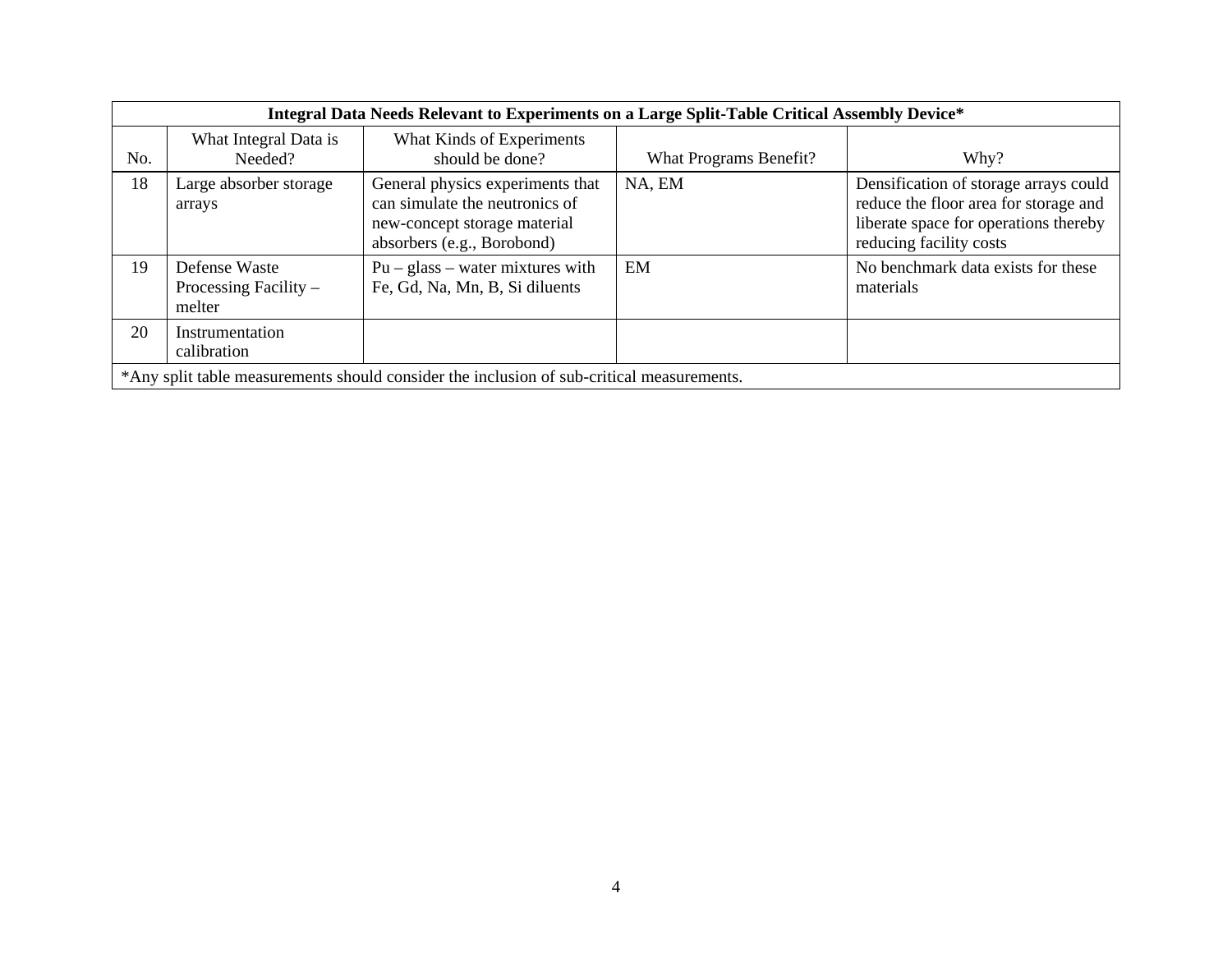| Integral Data Needs Relevant to Experiments on a Large Split-Table Critical Assembly Device* | | | | |
|---|---|---|---|---|
| No. | What Integral Data is Needed? | What Kinds of Experiments should be done? | What Programs Benefit? | Why? |
| 18 | Large absorber storage arrays | General physics experiments that can simulate the neutronics of new-concept storage material absorbers (e.g., Borobond) | NA, EM | Densification of storage arrays could reduce the floor area for storage and liberate space for operations thereby reducing facility costs |
| 19 | Defense Waste Processing Facility – melter | Pu – glass – water mixtures with Fe, Gd, Na, Mn, B, Si diluents | EM | No benchmark data exists for these materials |
| 20 | Instrumentation calibration | | | |

*Any split table measurements should consider the inclusion of sub-critical measurements.